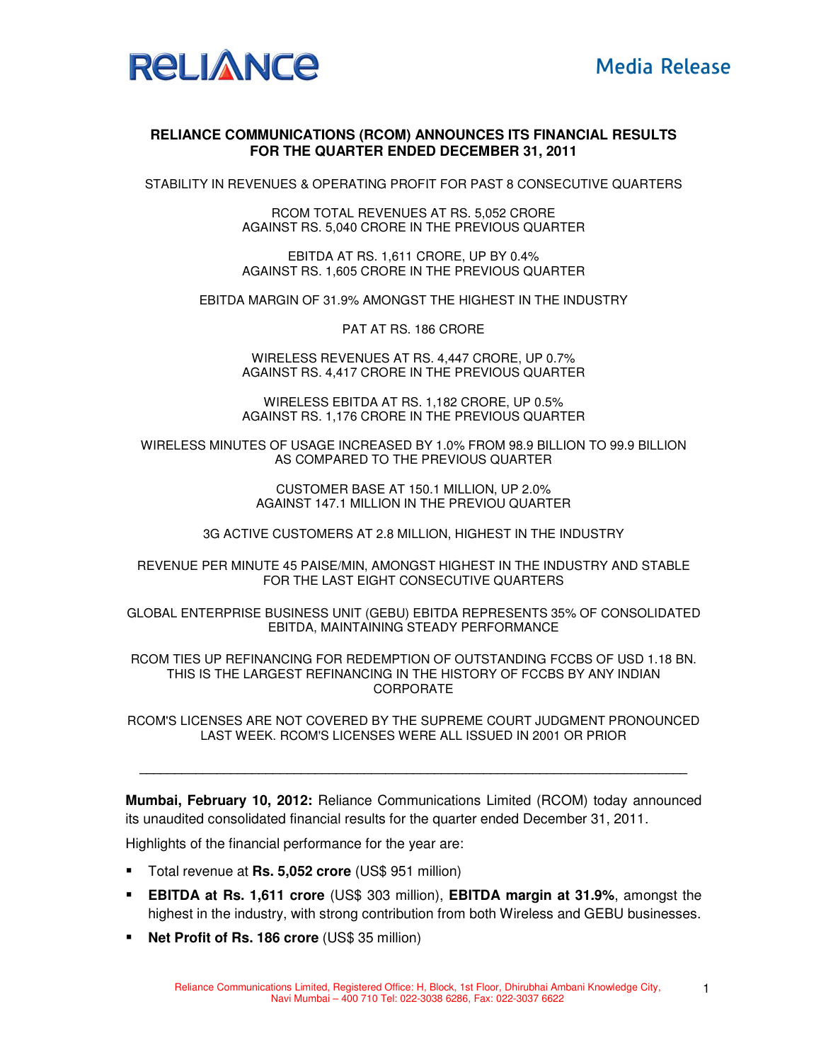**Media Release**

# RELIANCE COMMUNICATIONS (RCOM) ANNOUNCES ITS FINANCIAL RESULTS FOR THE QUARTER ENDED DECEMBER 31, 2011

STABILITY IN REVENUES & OPERATING PROFIT FOR PAST 8 CONSECUTIVE QUARTERS

RCOM TOTAL REVENUES AT RS. 5,052 CRORE
AGAINST RS. 5,040 CRORE IN THE PREVIOUS QUARTER

EBITDA AT RS. 1,611 CRORE, UP BY 0.4%
AGAINST RS. 1,605 CRORE IN THE PREVIOUS QUARTER

EBITDA MARGIN OF 31.9% AMONGST THE HIGHEST IN THE INDUSTRY

PAT AT RS. 186 CRORE

WIRELESS REVENUES AT RS. 4,447 CRORE, UP 0.7%
AGAINST RS. 4,417 CRORE IN THE PREVIOUS QUARTER

WIRELESS EBITDA AT RS. 1,182 CRORE, UP 0.5%
AGAINST RS. 1,176 CRORE IN THE PREVIOUS QUARTER

WIRELESS MINUTES OF USAGE INCREASED BY 1.0% FROM 98.9 BILLION TO 99.9 BILLION AS COMPARED TO THE PREVIOUS QUARTER

CUSTOMER BASE AT 150.1 MILLION, UP 2.0%
AGAINST 147.1 MILLION IN THE PREVIOU QUARTER

3G ACTIVE CUSTOMERS AT 2.8 MILLION, HIGHEST IN THE INDUSTRY

REVENUE PER MINUTE 45 PAISE/MIN, AMONGST HIGHEST IN THE INDUSTRY AND STABLE FOR THE LAST EIGHT CONSECUTIVE QUARTERS

GLOBAL ENTERPRISE BUSINESS UNIT (GEBU) EBITDA REPRESENTS 35% OF CONSOLIDATED EBITDA, MAINTAINING STEADY PERFORMANCE

RCOM TIES UP REFINANCING FOR REDEMPTION OF OUTSTANDING FCCBS OF USD 1.18 BN. THIS IS THE LARGEST REFINANCING IN THE HISTORY OF FCCBS BY ANY INDIAN CORPORATE

RCOM'S LICENSES ARE NOT COVERED BY THE SUPREME COURT JUDGMENT PRONOUNCED LAST WEEK. RCOM'S LICENSES WERE ALL ISSUED IN 2001 OR PRIOR

---

**Mumbai, February 10, 2012:** Reliance Communications Limited (RCOM) today announced its unaudited consolidated financial results for the quarter ended December 31, 2011.

Highlights of the financial performance for the year are:

- Total revenue at **Rs. 5,052 crore** (US$ 951 million)
- **EBITDA at Rs. 1,611 crore** (US$ 303 million), **EBITDA margin at 31.9%**, amongst the highest in the industry, with strong contribution from both Wireless and GEBU businesses.
- **Net Profit of Rs. 186 crore** (US$ 35 million)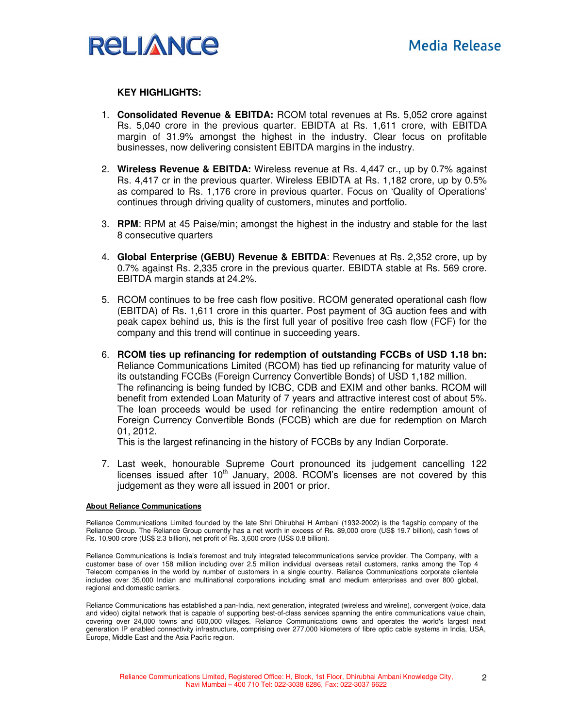**KEY HIGHLIGHTS:**

1. **Consolidated Revenue & EBITDA:** RCOM total revenues at Rs. 5,052 crore against Rs. 5,040 crore in the previous quarter. EBIDTA at Rs. 1,611 crore, with EBITDA margin of 31.9% amongst the highest in the industry. Clear focus on profitable businesses, now delivering consistent EBITDA margins in the industry.

2. **Wireless Revenue & EBITDA:** Wireless revenue at Rs. 4,447 cr., up by 0.7% against Rs. 4,417 cr in the previous quarter. Wireless EBIDTA at Rs. 1,182 crore, up by 0.5% as compared to Rs. 1,176 crore in previous quarter. Focus on 'Quality of Operations' continues through driving quality of customers, minutes and portfolio.

3. **RPM**: RPM at 45 Paise/min; amongst the highest in the industry and stable for the last 8 consecutive quarters

4. **Global Enterprise (GEBU) Revenue & EBITDA**: Revenues at Rs. 2,352 crore, up by 0.7% against Rs. 2,335 crore in the previous quarter. EBIDTA stable at Rs. 569 crore. EBITDA margin stands at 24.2%.

5. RCOM continues to be free cash flow positive. RCOM generated operational cash flow (EBITDA) of Rs. 1,611 crore in this quarter. Post payment of 3G auction fees and with peak capex behind us, this is the first full year of positive free cash flow (FCF) for the company and this trend will continue in succeeding years.

6. **RCOM ties up refinancing for redemption of outstanding FCCBs of USD 1.18 bn:** Reliance Communications Limited (RCOM) has tied up refinancing for maturity value of its outstanding FCCBs (Foreign Currency Convertible Bonds) of USD 1,182 million.
   The refinancing is being funded by ICBC, CDB and EXIM and other banks. RCOM will benefit from extended Loan Maturity of 7 years and attractive interest cost of about 5%. The loan proceeds would be used for refinancing the entire redemption amount of Foreign Currency Convertible Bonds (FCCB) which are due for redemption on March 01, 2012.
   This is the largest refinancing in the history of FCCBs by any Indian Corporate.

7. Last week, honourable Supreme Court pronounced its judgement cancelling 122 licenses issued after 10th January, 2008. RCOM's licenses are not covered by this judgement as they were all issued in 2001 or prior.

**About Reliance Communications**

Reliance Communications Limited founded by the late Shri Dhirubhai H Ambani (1932-2002) is the flagship company of the Reliance Group. The Reliance Group currently has a net worth in excess of Rs. 89,000 crore (US$ 19.7 billion), cash flows of Rs. 10,900 crore (US$ 2.3 billion), net profit of Rs. 3,600 crore (US$ 0.8 billion).

Reliance Communications is India's foremost and truly integrated telecommunications service provider. The Company, with a customer base of over 158 million including over 2.5 million individual overseas retail customers, ranks among the Top 4 Telecom companies in the world by number of customers in a single country. Reliance Communications corporate clientele includes over 35,000 Indian and multinational corporations including small and medium enterprises and over 800 global, regional and domestic carriers.

Reliance Communications has established a pan-India, next generation, integrated (wireless and wireline), convergent (voice, data and video) digital network that is capable of supporting best-of-class services spanning the entire communications value chain, covering over 24,000 towns and 600,000 villages. Reliance Communications owns and operates the world's largest next generation IP enabled connectivity infrastructure, comprising over 277,000 kilometers of fibre optic cable systems in India, USA, Europe, Middle East and the Asia Pacific region.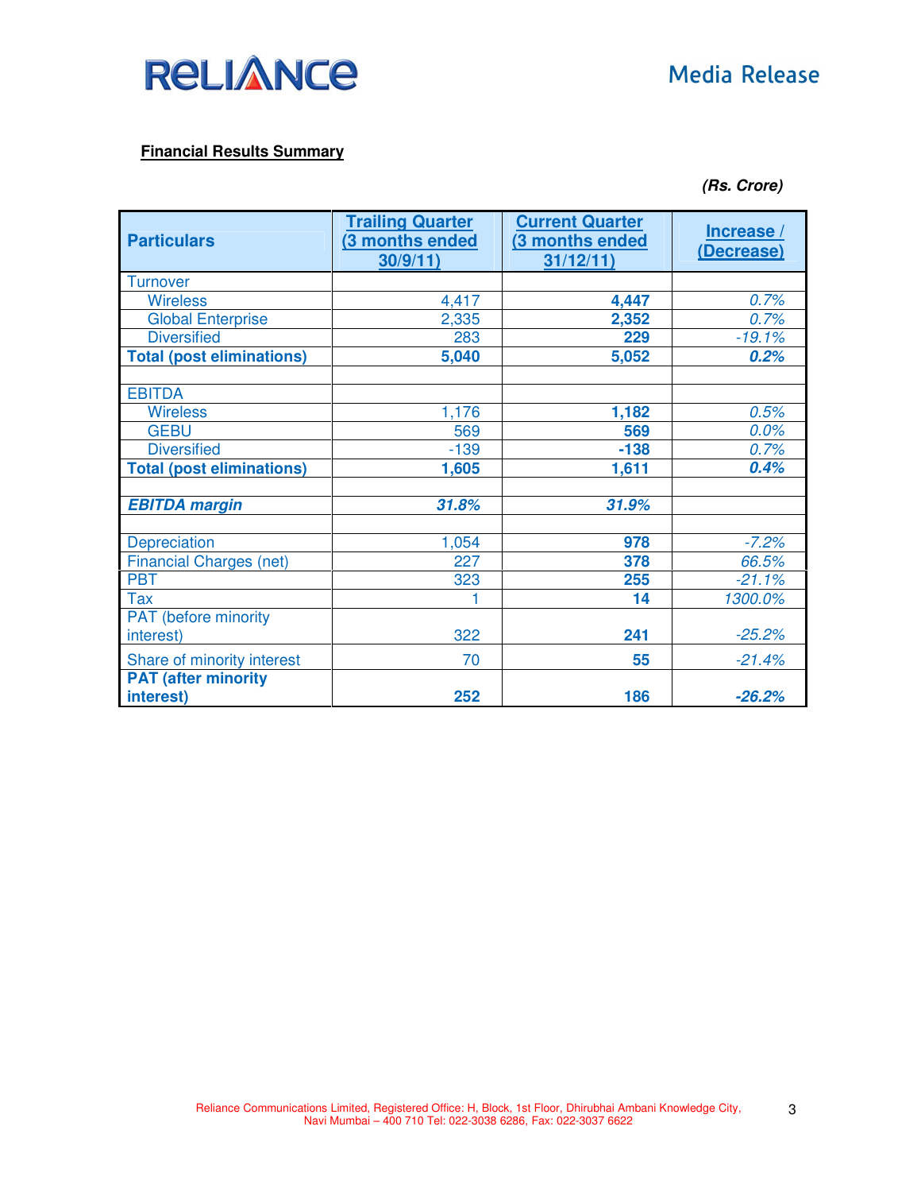**Financial Results Summary**

***(Rs. Crore)***

| Particulars | Trailing Quarter (3 months ended 30/9/11) | Current Quarter (3 months ended 31/12/11) | Increase / (Decrease) |
|---|---|---|---|
| Turnover | | | |
| Wireless | 4,417 | **4,447** | *0.7%* |
| Global Enterprise | 2,335 | **2,352** | *0.7%* |
| Diversified | 283 | **229** | *-19.1%* |
| **Total (post eliminations)** | **5,040** | **5,052** | ***0.2%*** |
| | | | |
| EBITDA | | | |
| Wireless | 1,176 | **1,182** | *0.5%* |
| GEBU | 569 | **569** | *0.0%* |
| Diversified | -139 | **-138** | *0.7%* |
| **Total (post eliminations)** | **1,605** | **1,611** | ***0.4%*** |
| | | | |
| ***EBITDA margin*** | ***31.8%*** | ***31.9%*** | |
| | | | |
| Depreciation | 1,054 | **978** | *-7.2%* |
| Financial Charges (net) | 227 | **378** | *66.5%* |
| PBT | 323 | **255** | *-21.1%* |
| Tax | 1 | **14** | *1300.0%* |
| PAT (before minority interest) | 322 | **241** | *-25.2%* |
| Share of minority interest | 70 | **55** | *-21.4%* |
| **PAT (after minority interest)** | **252** | **186** | ***-26.2%*** |

Reliance Communications Limited, Registered Office: H, Block, 1st Floor, Dhirubhai Ambani Knowledge City, Navi Mumbai – 400 710 Tel: 022-3038 6286, Fax: 022-3037 6622